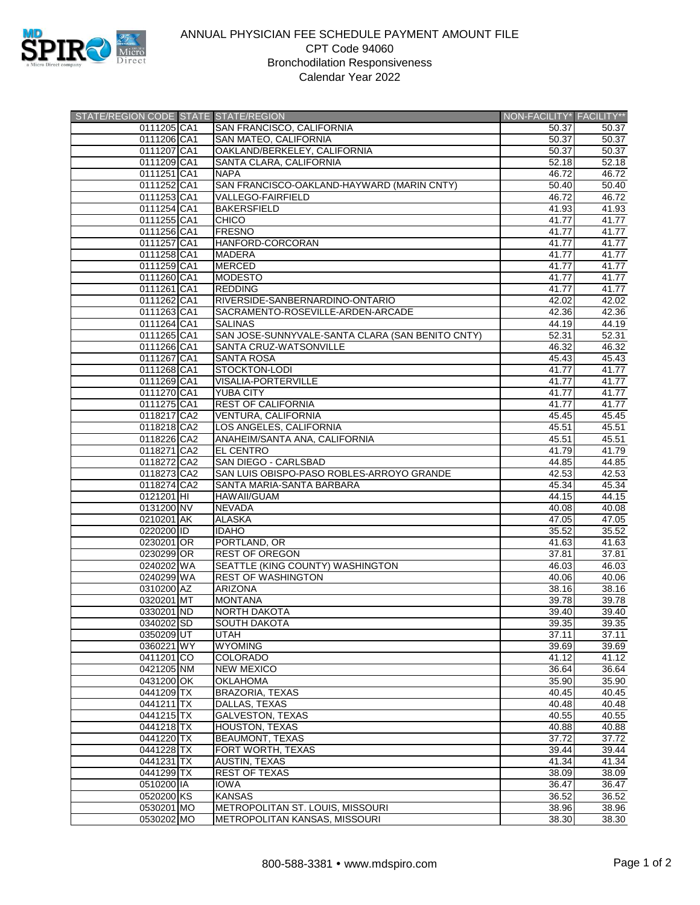# ANNUAL PHYSICIAN FEE SCHEDULE PAYMENT AMOUNT FILE

## CPT Code 94060

## Bronchodilation Responsiveness

## Calendar Year 2022

| STATE/REGION CODE | STATE | STATE/REGION | NON-FACILITY* | FACILITY** |
|---|---|---|---|---|
| 0111205 | CA1 | SAN FRANCISCO, CALIFORNIA | 50.37 | 50.37 |
| 0111206 | CA1 | SAN MATEO, CALIFORNIA | 50.37 | 50.37 |
| 0111207 | CA1 | OAKLAND/BERKELEY, CALIFORNIA | 50.37 | 50.37 |
| 0111209 | CA1 | SANTA CLARA, CALIFORNIA | 52.18 | 52.18 |
| 0111251 | CA1 | NAPA | 46.72 | 46.72 |
| 0111252 | CA1 | SAN FRANCISCO-OAKLAND-HAYWARD (MARIN CNTY) | 50.40 | 50.40 |
| 0111253 | CA1 | VALLEGO-FAIRFIELD | 46.72 | 46.72 |
| 0111254 | CA1 | BAKERSFIELD | 41.93 | 41.93 |
| 0111255 | CA1 | CHICO | 41.77 | 41.77 |
| 0111256 | CA1 | FRESNO | 41.77 | 41.77 |
| 0111257 | CA1 | HANFORD-CORCORAN | 41.77 | 41.77 |
| 0111258 | CA1 | MADERA | 41.77 | 41.77 |
| 0111259 | CA1 | MERCED | 41.77 | 41.77 |
| 0111260 | CA1 | MODESTO | 41.77 | 41.77 |
| 0111261 | CA1 | REDDING | 41.77 | 41.77 |
| 0111262 | CA1 | RIVERSIDE-SANBERNARDINO-ONTARIO | 42.02 | 42.02 |
| 0111263 | CA1 | SACRAMENTO-ROSEVILLE-ARDEN-ARCADE | 42.36 | 42.36 |
| 0111264 | CA1 | SALINAS | 44.19 | 44.19 |
| 0111265 | CA1 | SAN JOSE-SUNNYVALE-SANTA CLARA (SAN BENITO CNTY) | 52.31 | 52.31 |
| 0111266 | CA1 | SANTA CRUZ-WATSONVILLE | 46.32 | 46.32 |
| 0111267 | CA1 | SANTA ROSA | 45.43 | 45.43 |
| 0111268 | CA1 | STOCKTON-LODI | 41.77 | 41.77 |
| 0111269 | CA1 | VISALIA-PORTERVILLE | 41.77 | 41.77 |
| 0111270 | CA1 | YUBA CITY | 41.77 | 41.77 |
| 0111275 | CA1 | REST OF CALIFORNIA | 41.77 | 41.77 |
| 0118217 | CA2 | VENTURA, CALIFORNIA | 45.45 | 45.45 |
| 0118218 | CA2 | LOS ANGELES, CALIFORNIA | 45.51 | 45.51 |
| 0118226 | CA2 | ANAHEIM/SANTA ANA, CALIFORNIA | 45.51 | 45.51 |
| 0118271 | CA2 | EL CENTRO | 41.79 | 41.79 |
| 0118272 | CA2 | SAN DIEGO - CARLSBAD | 44.85 | 44.85 |
| 0118273 | CA2 | SAN LUIS OBISPO-PASO ROBLES-ARROYO GRANDE | 42.53 | 42.53 |
| 0118274 | CA2 | SANTA MARIA-SANTA BARBARA | 45.34 | 45.34 |
| 0121201 | HI | HAWAII/GUAM | 44.15 | 44.15 |
| 0131200 | NV | NEVADA | 40.08 | 40.08 |
| 0210201 | AK | ALASKA | 47.05 | 47.05 |
| 0220200 | ID | IDAHO | 35.52 | 35.52 |
| 0230201 | OR | PORTLAND, OR | 41.63 | 41.63 |
| 0230299 | OR | REST OF OREGON | 37.81 | 37.81 |
| 0240202 | WA | SEATTLE (KING COUNTY) WASHINGTON | 46.03 | 46.03 |
| 0240299 | WA | REST OF WASHINGTON | 40.06 | 40.06 |
| 0310200 | AZ | ARIZONA | 38.16 | 38.16 |
| 0320201 | MT | MONTANA | 39.78 | 39.78 |
| 0330201 | ND | NORTH DAKOTA | 39.40 | 39.40 |
| 0340202 | SD | SOUTH DAKOTA | 39.35 | 39.35 |
| 0350209 | UT | UTAH | 37.11 | 37.11 |
| 0360221 | WY | WYOMING | 39.69 | 39.69 |
| 0411201 | CO | COLORADO | 41.12 | 41.12 |
| 0421205 | NM | NEW MEXICO | 36.64 | 36.64 |
| 0431200 | OK | OKLAHOMA | 35.90 | 35.90 |
| 0441209 | TX | BRAZORIA, TEXAS | 40.45 | 40.45 |
| 0441211 | TX | DALLAS, TEXAS | 40.48 | 40.48 |
| 0441215 | TX | GALVESTON, TEXAS | 40.55 | 40.55 |
| 0441218 | TX | HOUSTON, TEXAS | 40.88 | 40.88 |
| 0441220 | TX | BEAUMONT, TEXAS | 37.72 | 37.72 |
| 0441228 | TX | FORT WORTH, TEXAS | 39.44 | 39.44 |
| 0441231 | TX | AUSTIN, TEXAS | 41.34 | 41.34 |
| 0441299 | TX | REST OF TEXAS | 38.09 | 38.09 |
| 0510200 | IA | IOWA | 36.47 | 36.47 |
| 0520200 | KS | KANSAS | 36.52 | 36.52 |
| 0530201 | MO | METROPOLITAN ST. LOUIS, MISSOURI | 38.96 | 38.96 |
| 0530202 | MO | METROPOLITAN KANSAS, MISSOURI | 38.30 | 38.30 |

800-588-3381 • www.mdspiro.com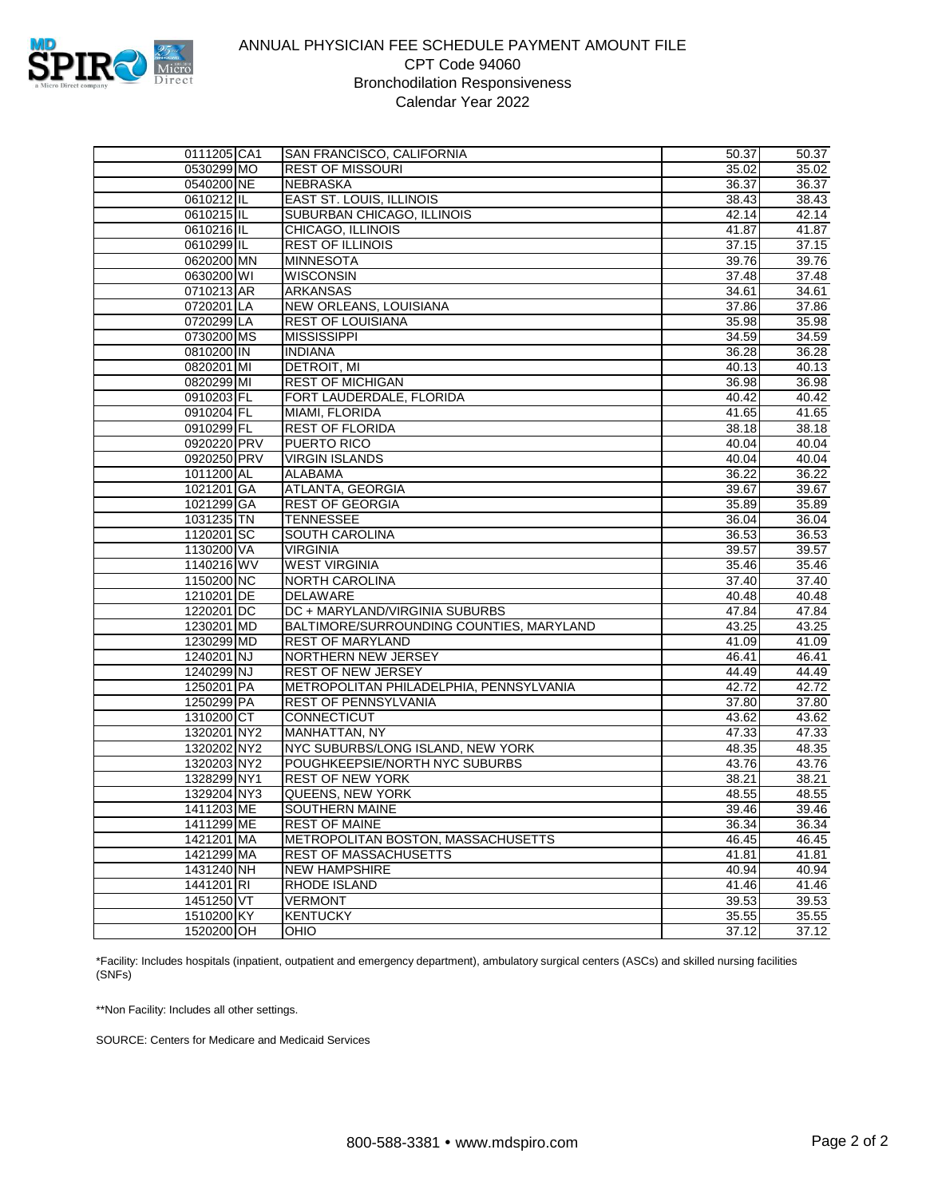# ANNUAL PHYSICIAN FEE SCHEDULE PAYMENT AMOUNT FILE
## CPT Code 94060
## Bronchodilation Responsiveness
## Calendar Year 2022

| | | | | |
|---|---|---|---|---|
| 0111205 | CA1 | SAN FRANCISCO, CALIFORNIA | 50.37 | 50.37 |
| 0530299 | MO | REST OF MISSOURI | 35.02 | 35.02 |
| 0540200 | NE | NEBRASKA | 36.37 | 36.37 |
| 0610212 | IL | EAST ST. LOUIS, ILLINOIS | 38.43 | 38.43 |
| 0610215 | IL | SUBURBAN CHICAGO, ILLINOIS | 42.14 | 42.14 |
| 0610216 | IL | CHICAGO, ILLINOIS | 41.87 | 41.87 |
| 0610299 | IL | REST OF ILLINOIS | 37.15 | 37.15 |
| 0620200 | MN | MINNESOTA | 39.76 | 39.76 |
| 0630200 | WI | WISCONSIN | 37.48 | 37.48 |
| 0710213 | AR | ARKANSAS | 34.61 | 34.61 |
| 0720201 | LA | NEW ORLEANS, LOUISIANA | 37.86 | 37.86 |
| 0720299 | LA | REST OF LOUISIANA | 35.98 | 35.98 |
| 0730200 | MS | MISSISSIPPI | 34.59 | 34.59 |
| 0810200 | IN | INDIANA | 36.28 | 36.28 |
| 0820201 | MI | DETROIT, MI | 40.13 | 40.13 |
| 0820299 | MI | REST OF MICHIGAN | 36.98 | 36.98 |
| 0910203 | FL | FORT LAUDERDALE, FLORIDA | 40.42 | 40.42 |
| 0910204 | FL | MIAMI, FLORIDA | 41.65 | 41.65 |
| 0910299 | FL | REST OF FLORIDA | 38.18 | 38.18 |
| 0920220 | PRV | PUERTO RICO | 40.04 | 40.04 |
| 0920250 | PRV | VIRGIN ISLANDS | 40.04 | 40.04 |
| 1011200 | AL | ALABAMA | 36.22 | 36.22 |
| 1021201 | GA | ATLANTA, GEORGIA | 39.67 | 39.67 |
| 1021299 | GA | REST OF GEORGIA | 35.89 | 35.89 |
| 1031235 | TN | TENNESSEE | 36.04 | 36.04 |
| 1120201 | SC | SOUTH CAROLINA | 36.53 | 36.53 |
| 1130200 | VA | VIRGINIA | 39.57 | 39.57 |
| 1140216 | WV | WEST VIRGINIA | 35.46 | 35.46 |
| 1150200 | NC | NORTH CAROLINA | 37.40 | 37.40 |
| 1210201 | DE | DELAWARE | 40.48 | 40.48 |
| 1220201 | DC | DC + MARYLAND/VIRGINIA SUBURBS | 47.84 | 47.84 |
| 1230201 | MD | BALTIMORE/SURROUNDING COUNTIES, MARYLAND | 43.25 | 43.25 |
| 1230299 | MD | REST OF MARYLAND | 41.09 | 41.09 |
| 1240201 | NJ | NORTHERN NEW JERSEY | 46.41 | 46.41 |
| 1240299 | NJ | REST OF NEW JERSEY | 44.49 | 44.49 |
| 1250201 | PA | METROPOLITAN PHILADELPHIA, PENNSYLVANIA | 42.72 | 42.72 |
| 1250299 | PA | REST OF PENNSYLVANIA | 37.80 | 37.80 |
| 1310200 | CT | CONNECTICUT | 43.62 | 43.62 |
| 1320201 | NY2 | MANHATTAN, NY | 47.33 | 47.33 |
| 1320202 | NY2 | NYC SUBURBS/LONG ISLAND, NEW YORK | 48.35 | 48.35 |
| 1320203 | NY2 | POUGHKEEPSIE/NORTH NYC SUBURBS | 43.76 | 43.76 |
| 1328299 | NY1 | REST OF NEW YORK | 38.21 | 38.21 |
| 1329204 | NY3 | QUEENS, NEW YORK | 48.55 | 48.55 |
| 1411203 | ME | SOUTHERN MAINE | 39.46 | 39.46 |
| 1411299 | ME | REST OF MAINE | 36.34 | 36.34 |
| 1421201 | MA | METROPOLITAN BOSTON, MASSACHUSETTS | 46.45 | 46.45 |
| 1421299 | MA | REST OF MASSACHUSETTS | 41.81 | 41.81 |
| 1431240 | NH | NEW HAMPSHIRE | 40.94 | 40.94 |
| 1441201 | RI | RHODE ISLAND | 41.46 | 41.46 |
| 1451250 | VT | VERMONT | 39.53 | 39.53 |
| 1510200 | KY | KENTUCKY | 35.55 | 35.55 |
| 1520200 | OH | OHIO | 37.12 | 37.12 |

*Facility: Includes hospitals (inpatient, outpatient and emergency department), ambulatory surgical centers (ASCs) and skilled nursing facilities (SNFs)

**Non Facility: Includes all other settings.

SOURCE: Centers for Medicare and Medicaid Services

800-588-3381 • www.mdspiro.com